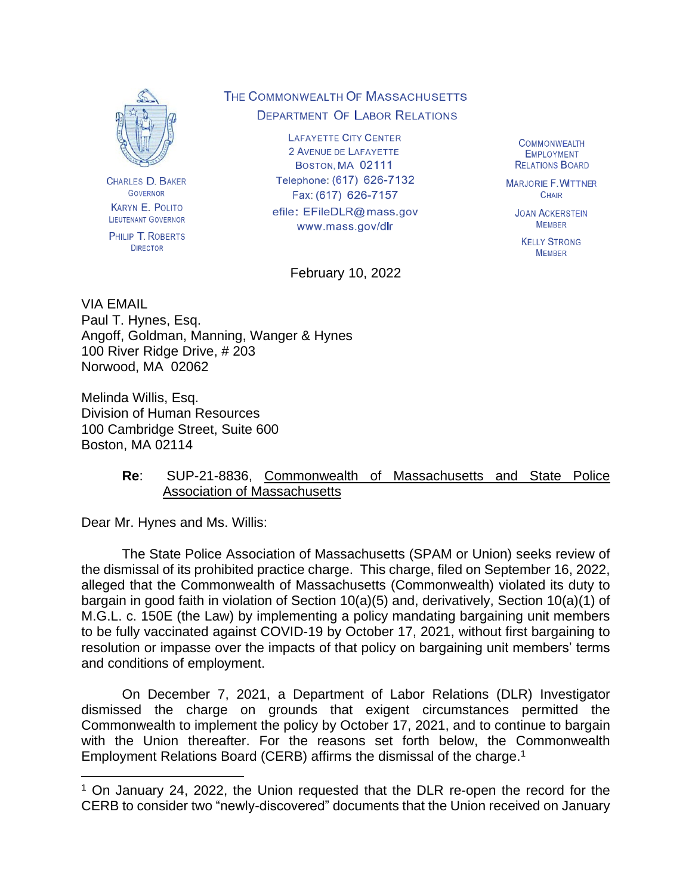# THE COMMONWEALTH OF MASSACHUSETTS
## DEPARTMENT OF LABOR RELATIONS

CHARLES D. BAKER
GOVERNOR

KARYN E. POLITO
LIEUTENANT GOVERNOR

PHILIP T. ROBERTS
DIRECTOR

LAFAYETTE CITY CENTER
2 AVENUE DE LAFAYETTE
BOSTON, MA 02111
Telephone: (617) 626-7132
Fax: (617) 626-7157
efile: EFileDLR@mass.gov
www.mass.gov/dlr

COMMONWEALTH EMPLOYMENT RELATIONS BOARD

MARJORIE F. WITTNER
CHAIR

JOAN ACKERSTEIN
MEMBER

KELLY STRONG
MEMBER

February 10, 2022

VIA EMAIL
Paul T. Hynes, Esq.
Angoff, Goldman, Manning, Wanger & Hynes
100 River Ridge Drive, # 203
Norwood, MA 02062

Melinda Willis, Esq.
Division of Human Resources
100 Cambridge Street, Suite 600
Boston, MA 02114

**Re**: SUP-21-8836, Commonwealth of Massachusetts and State Police Association of Massachusetts

Dear Mr. Hynes and Ms. Willis:

The State Police Association of Massachusetts (SPAM or Union) seeks review of the dismissal of its prohibited practice charge. This charge, filed on September 16, 2022, alleged that the Commonwealth of Massachusetts (Commonwealth) violated its duty to bargain in good faith in violation of Section 10(a)(5) and, derivatively, Section 10(a)(1) of M.G.L. c. 150E (the Law) by implementing a policy mandating bargaining unit members to be fully vaccinated against COVID-19 by October 17, 2021, without first bargaining to resolution or impasse over the impacts of that policy on bargaining unit members' terms and conditions of employment.

On December 7, 2021, a Department of Labor Relations (DLR) Investigator dismissed the charge on grounds that exigent circumstances permitted the Commonwealth to implement the policy by October 17, 2021, and to continue to bargain with the Union thereafter. For the reasons set forth below, the Commonwealth Employment Relations Board (CERB) affirms the dismissal of the charge.[1]

[1] On January 24, 2022, the Union requested that the DLR re-open the record for the CERB to consider two "newly-discovered" documents that the Union received on January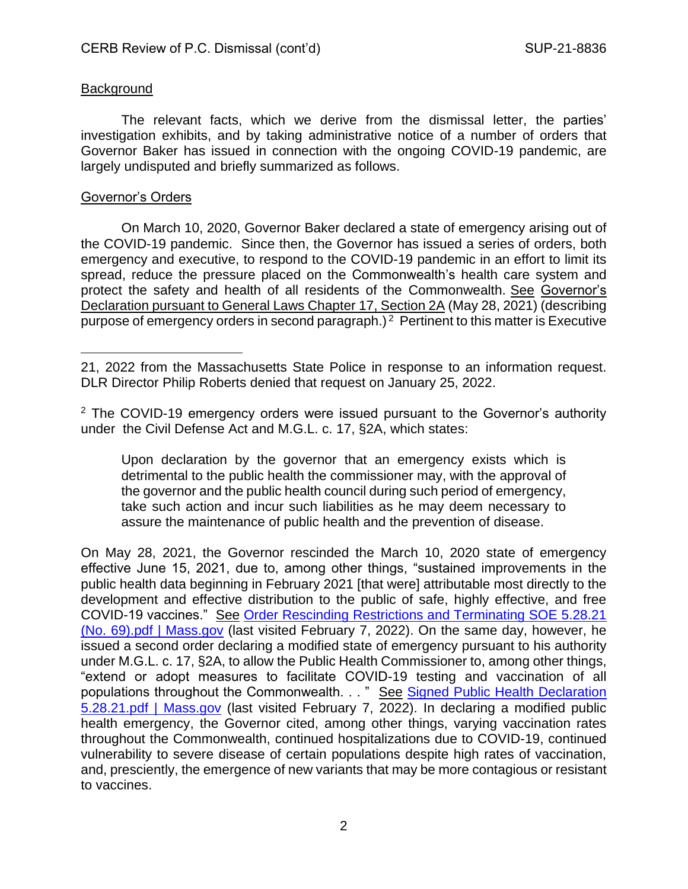## Background

The relevant facts, which we derive from the dismissal letter, the parties' investigation exhibits, and by taking administrative notice of a number of orders that Governor Baker has issued in connection with the ongoing COVID-19 pandemic, are largely undisputed and briefly summarized as follows.

## Governor's Orders

On March 10, 2020, Governor Baker declared a state of emergency arising out of the COVID-19 pandemic. Since then, the Governor has issued a series of orders, both emergency and executive, to respond to the COVID-19 pandemic in an effort to limit its spread, reduce the pressure placed on the Commonwealth's health care system and protect the safety and health of all residents of the Commonwealth. See Governor's Declaration pursuant to General Laws Chapter 17, Section 2A (May 28, 2021) (describing purpose of emergency orders in second paragraph.)[2] Pertinent to this matter is Executive

---

21, 2022 from the Massachusetts State Police in response to an information request. DLR Director Philip Roberts denied that request on January 25, 2022.

[2] The COVID-19 emergency orders were issued pursuant to the Governor's authority under the Civil Defense Act and M.G.L. c. 17, §2A, which states:

> Upon declaration by the governor that an emergency exists which is detrimental to the public health the commissioner may, with the approval of the governor and the public health council during such period of emergency, take such action and incur such liabilities as he may deem necessary to assure the maintenance of public health and the prevention of disease.

On May 28, 2021, the Governor rescinded the March 10, 2020 state of emergency effective June 15, 2021, due to, among other things, "sustained improvements in the public health data beginning in February 2021 [that were] attributable most directly to the development and effective distribution to the public of safe, highly effective, and free COVID-19 vaccines." See Order Rescinding Restrictions and Terminating SOE 5.28.21 (No. 69).pdf | Mass.gov (last visited February 7, 2022). On the same day, however, he issued a second order declaring a modified state of emergency pursuant to his authority under M.G.L. c. 17, §2A, to allow the Public Health Commissioner to, among other things, "extend or adopt measures to facilitate COVID-19 testing and vaccination of all populations throughout the Commonwealth. . . " See Signed Public Health Declaration 5.28.21.pdf | Mass.gov (last visited February 7, 2022). In declaring a modified public health emergency, the Governor cited, among other things, varying vaccination rates throughout the Commonwealth, continued hospitalizations due to COVID-19, continued vulnerability to severe disease of certain populations despite high rates of vaccination, and, presciently, the emergence of new variants that may be more contagious or resistant to vaccines.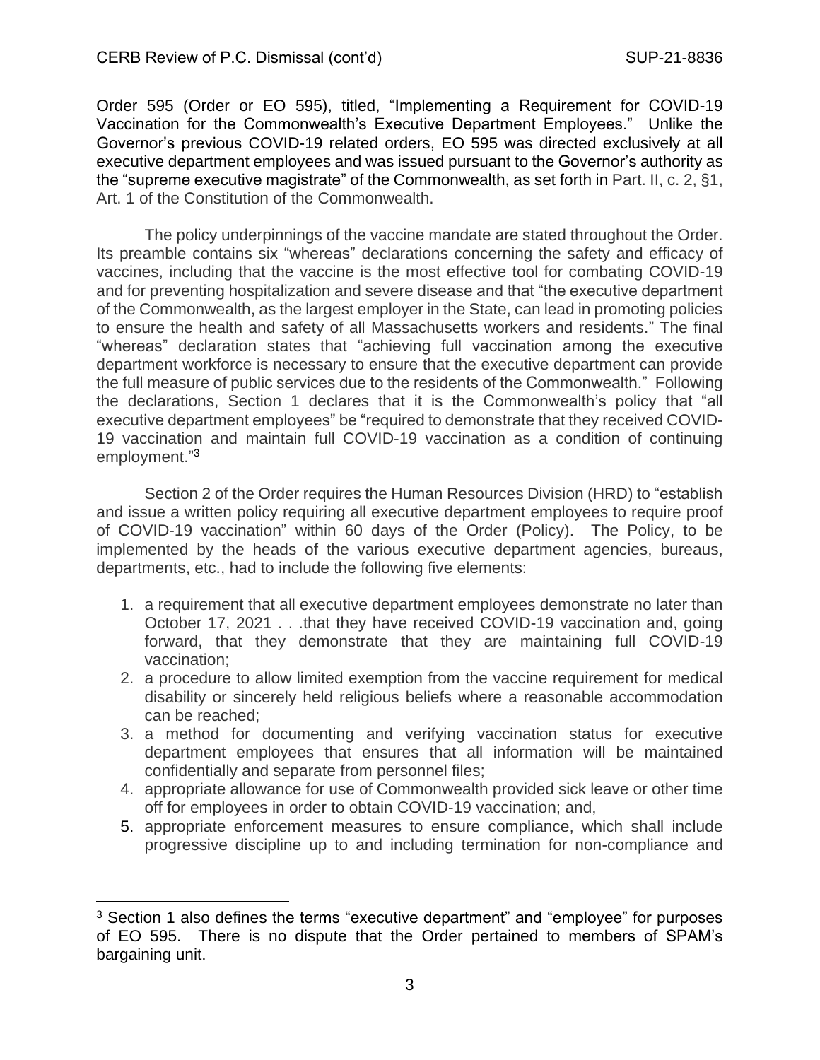Order 595 (Order or EO 595), titled, "Implementing a Requirement for COVID-19 Vaccination for the Commonwealth's Executive Department Employees." Unlike the Governor's previous COVID-19 related orders, EO 595 was directed exclusively at all executive department employees and was issued pursuant to the Governor's authority as the "supreme executive magistrate" of the Commonwealth, as set forth in Part. II, c. 2, §1, Art. 1 of the Constitution of the Commonwealth.

The policy underpinnings of the vaccine mandate are stated throughout the Order. Its preamble contains six "whereas" declarations concerning the safety and efficacy of vaccines, including that the vaccine is the most effective tool for combating COVID-19 and for preventing hospitalization and severe disease and that "the executive department of the Commonwealth, as the largest employer in the State, can lead in promoting policies to ensure the health and safety of all Massachusetts workers and residents." The final "whereas" declaration states that "achieving full vaccination among the executive department workforce is necessary to ensure that the executive department can provide the full measure of public services due to the residents of the Commonwealth." Following the declarations, Section 1 declares that it is the Commonwealth's policy that "all executive department employees" be "required to demonstrate that they received COVID-19 vaccination and maintain full COVID-19 vaccination as a condition of continuing employment."[3]

Section 2 of the Order requires the Human Resources Division (HRD) to "establish and issue a written policy requiring all executive department employees to require proof of COVID-19 vaccination" within 60 days of the Order (Policy). The Policy, to be implemented by the heads of the various executive department agencies, bureaus, departments, etc., had to include the following five elements:

1. a requirement that all executive department employees demonstrate no later than October 17, 2021 . . .that they have received COVID-19 vaccination and, going forward, that they demonstrate that they are maintaining full COVID-19 vaccination;
2. a procedure to allow limited exemption from the vaccine requirement for medical disability or sincerely held religious beliefs where a reasonable accommodation can be reached;
3. a method for documenting and verifying vaccination status for executive department employees that ensures that all information will be maintained confidentially and separate from personnel files;
4. appropriate allowance for use of Commonwealth provided sick leave or other time off for employees in order to obtain COVID-19 vaccination; and,
5. appropriate enforcement measures to ensure compliance, which shall include progressive discipline up to and including termination for non-compliance and

[3] Section 1 also defines the terms "executive department" and "employee" for purposes of EO 595. There is no dispute that the Order pertained to members of SPAM's bargaining unit.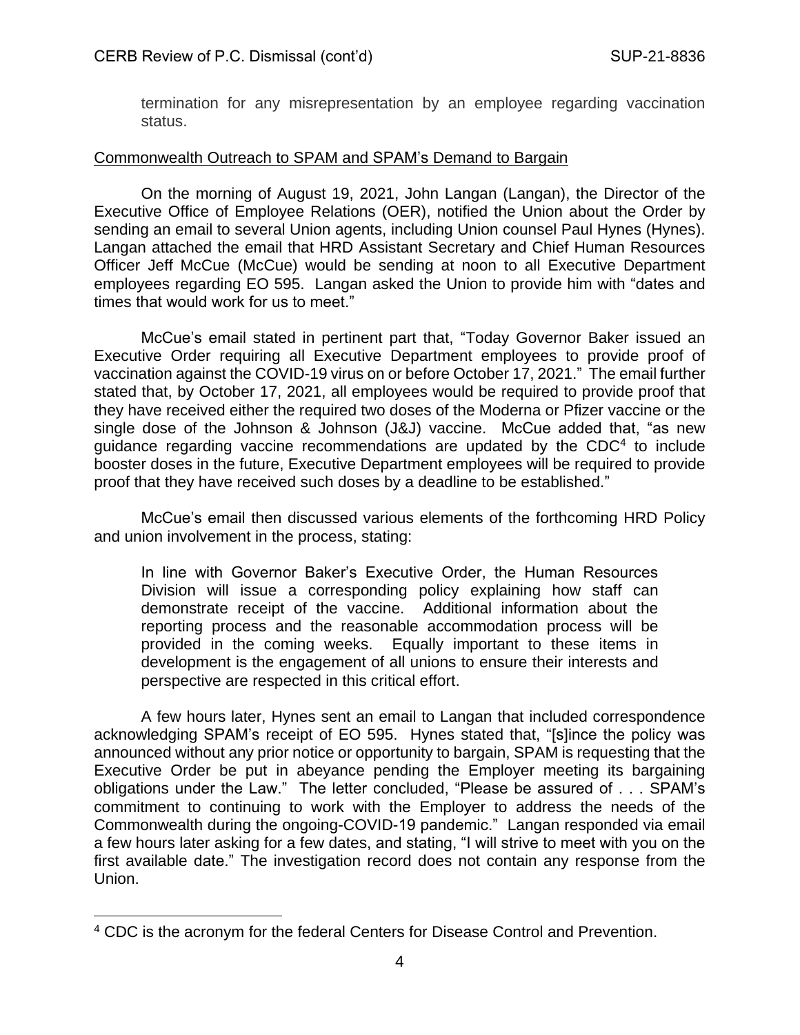termination for any misrepresentation by an employee regarding vaccination status.

Commonwealth Outreach to SPAM and SPAM's Demand to Bargain

On the morning of August 19, 2021, John Langan (Langan), the Director of the Executive Office of Employee Relations (OER), notified the Union about the Order by sending an email to several Union agents, including Union counsel Paul Hynes (Hynes). Langan attached the email that HRD Assistant Secretary and Chief Human Resources Officer Jeff McCue (McCue) would be sending at noon to all Executive Department employees regarding EO 595. Langan asked the Union to provide him with "dates and times that would work for us to meet."

McCue's email stated in pertinent part that, "Today Governor Baker issued an Executive Order requiring all Executive Department employees to provide proof of vaccination against the COVID-19 virus on or before October 17, 2021." The email further stated that, by October 17, 2021, all employees would be required to provide proof that they have received either the required two doses of the Moderna or Pfizer vaccine or the single dose of the Johnson & Johnson (J&J) vaccine. McCue added that, "as new guidance regarding vaccine recommendations are updated by the CDC[4] to include booster doses in the future, Executive Department employees will be required to provide proof that they have received such doses by a deadline to be established."

McCue's email then discussed various elements of the forthcoming HRD Policy and union involvement in the process, stating:

> In line with Governor Baker's Executive Order, the Human Resources Division will issue a corresponding policy explaining how staff can demonstrate receipt of the vaccine. Additional information about the reporting process and the reasonable accommodation process will be provided in the coming weeks. Equally important to these items in development is the engagement of all unions to ensure their interests and perspective are respected in this critical effort.

A few hours later, Hynes sent an email to Langan that included correspondence acknowledging SPAM's receipt of EO 595. Hynes stated that, "[s]ince the policy was announced without any prior notice or opportunity to bargain, SPAM is requesting that the Executive Order be put in abeyance pending the Employer meeting its bargaining obligations under the Law." The letter concluded, "Please be assured of . . . SPAM's commitment to continuing to work with the Employer to address the needs of the Commonwealth during the ongoing-COVID-19 pandemic." Langan responded via email a few hours later asking for a few dates, and stating, "I will strive to meet with you on the first available date." The investigation record does not contain any response from the Union.

---

[4] CDC is the acronym for the federal Centers for Disease Control and Prevention.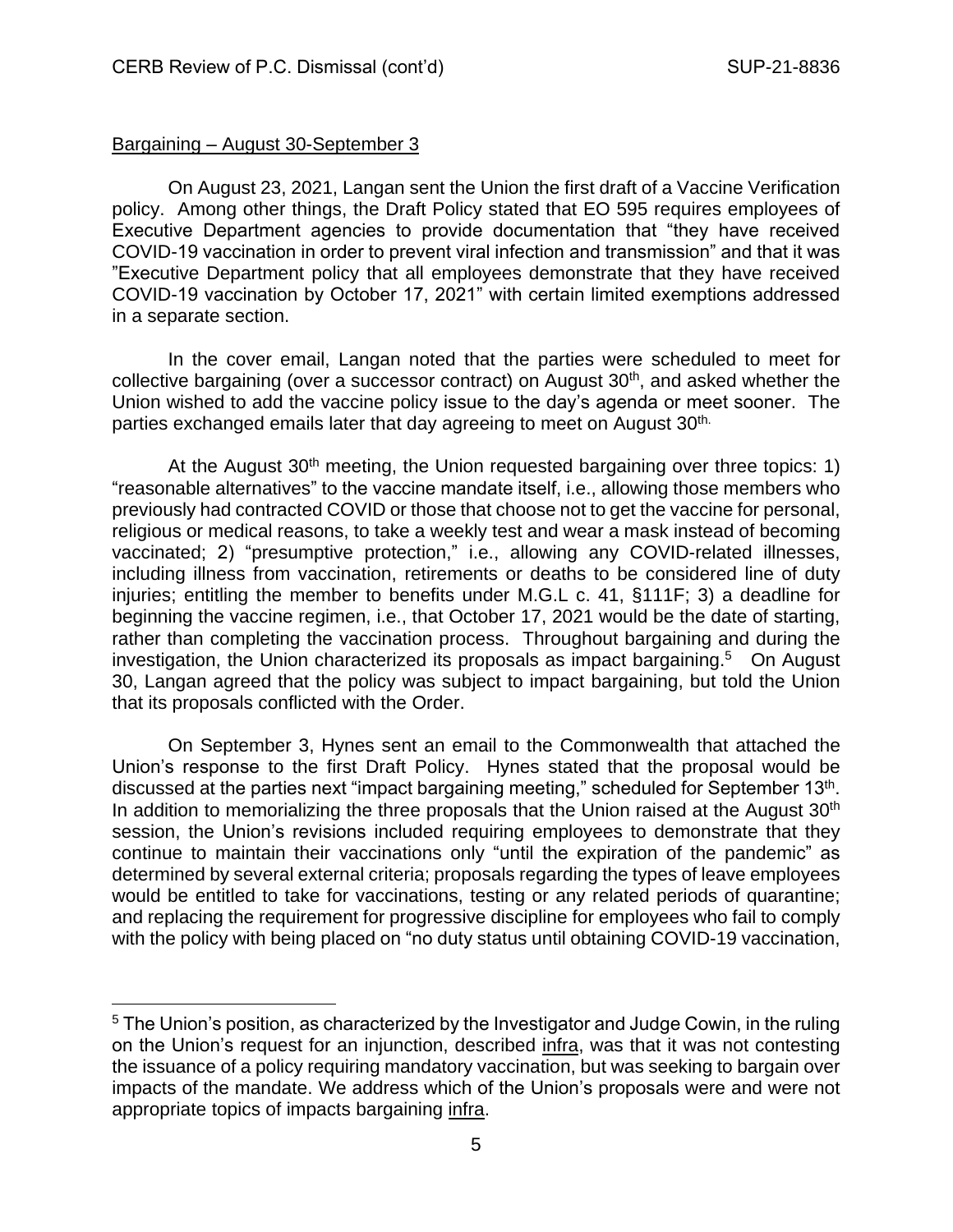<u>Bargaining – August 30-September 3</u>

On August 23, 2021, Langan sent the Union the first draft of a Vaccine Verification policy. Among other things, the Draft Policy stated that EO 595 requires employees of Executive Department agencies to provide documentation that "they have received COVID-19 vaccination in order to prevent viral infection and transmission" and that it was "Executive Department policy that all employees demonstrate that they have received COVID-19 vaccination by October 17, 2021" with certain limited exemptions addressed in a separate section.

In the cover email, Langan noted that the parties were scheduled to meet for collective bargaining (over a successor contract) on August 30th, and asked whether the Union wished to add the vaccine policy issue to the day's agenda or meet sooner. The parties exchanged emails later that day agreeing to meet on August 30th.

At the August 30th meeting, the Union requested bargaining over three topics: 1) "reasonable alternatives" to the vaccine mandate itself, i.e., allowing those members who previously had contracted COVID or those that choose not to get the vaccine for personal, religious or medical reasons, to take a weekly test and wear a mask instead of becoming vaccinated; 2) "presumptive protection," i.e., allowing any COVID-related illnesses, including illness from vaccination, retirements or deaths to be considered line of duty injuries; entitling the member to benefits under M.G.L c. 41, §111F; 3) a deadline for beginning the vaccine regimen, i.e., that October 17, 2021 would be the date of starting, rather than completing the vaccination process. Throughout bargaining and during the investigation, the Union characterized its proposals as impact bargaining.[5] On August 30, Langan agreed that the policy was subject to impact bargaining, but told the Union that its proposals conflicted with the Order.

On September 3, Hynes sent an email to the Commonwealth that attached the Union's response to the first Draft Policy. Hynes stated that the proposal would be discussed at the parties next "impact bargaining meeting," scheduled for September 13th. In addition to memorializing the three proposals that the Union raised at the August 30th session, the Union's revisions included requiring employees to demonstrate that they continue to maintain their vaccinations only "until the expiration of the pandemic" as determined by several external criteria; proposals regarding the types of leave employees would be entitled to take for vaccinations, testing or any related periods of quarantine; and replacing the requirement for progressive discipline for employees who fail to comply with the policy with being placed on "no duty status until obtaining COVID-19 vaccination,

---

[5] The Union's position, as characterized by the Investigator and Judge Cowin, in the ruling on the Union's request for an injunction, described <u>infra</u>, was that it was not contesting the issuance of a policy requiring mandatory vaccination, but was seeking to bargain over impacts of the mandate. We address which of the Union's proposals were and were not appropriate topics of impacts bargaining <u>infra</u>.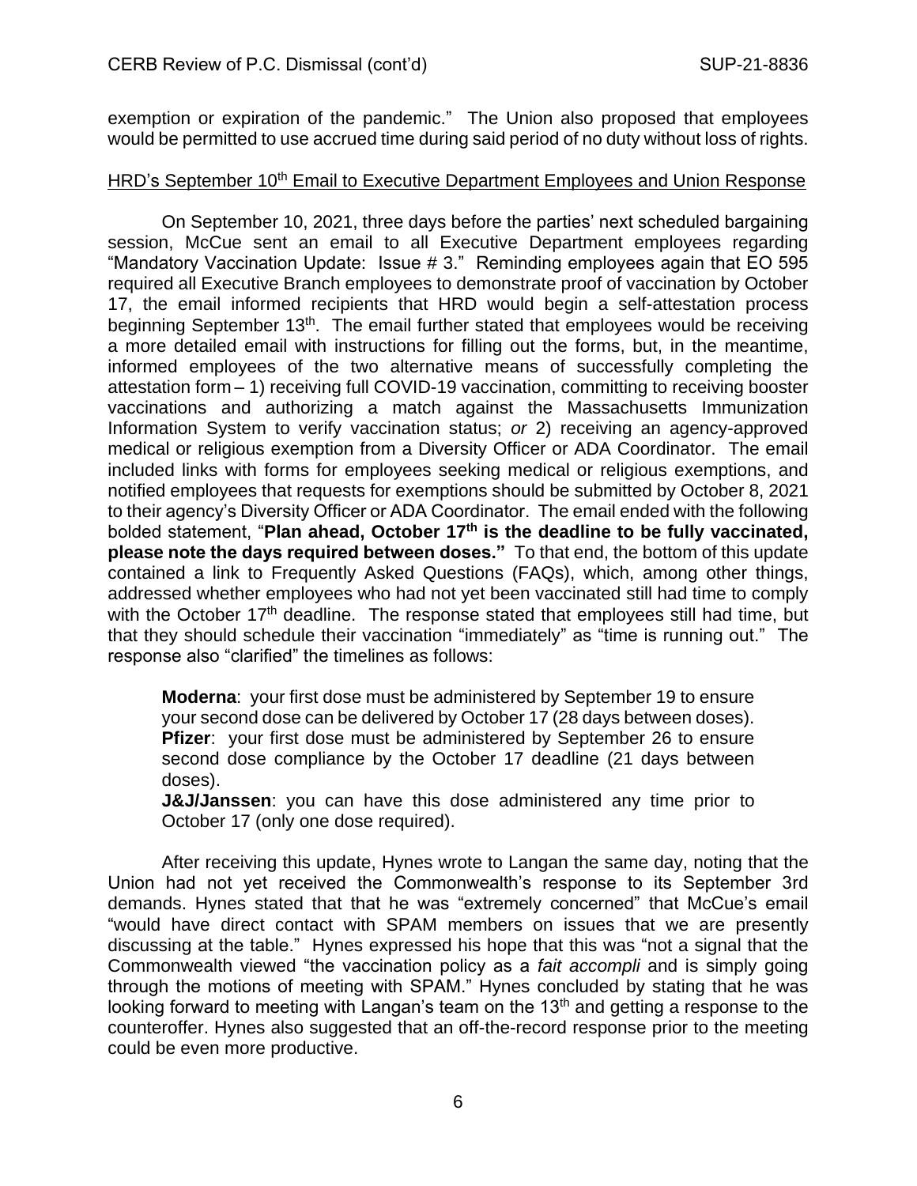exemption or expiration of the pandemic." The Union also proposed that employees would be permitted to use accrued time during said period of no duty without loss of rights.

HRD's September 10th Email to Executive Department Employees and Union Response

On September 10, 2021, three days before the parties' next scheduled bargaining session, McCue sent an email to all Executive Department employees regarding "Mandatory Vaccination Update: Issue # 3." Reminding employees again that EO 595 required all Executive Branch employees to demonstrate proof of vaccination by October 17, the email informed recipients that HRD would begin a self-attestation process beginning September 13th. The email further stated that employees would be receiving a more detailed email with instructions for filling out the forms, but, in the meantime, informed employees of the two alternative means of successfully completing the attestation form – 1) receiving full COVID-19 vaccination, committing to receiving booster vaccinations and authorizing a match against the Massachusetts Immunization Information System to verify vaccination status; *or* 2) receiving an agency-approved medical or religious exemption from a Diversity Officer or ADA Coordinator. The email included links with forms for employees seeking medical or religious exemptions, and notified employees that requests for exemptions should be submitted by October 8, 2021 to their agency's Diversity Officer or ADA Coordinator. The email ended with the following bolded statement, "**Plan ahead, October 17th is the deadline to be fully vaccinated, please note the days required between doses."** To that end, the bottom of this update contained a link to Frequently Asked Questions (FAQs), which, among other things, addressed whether employees who had not yet been vaccinated still had time to comply with the October 17th deadline. The response stated that employees still had time, but that they should schedule their vaccination "immediately" as "time is running out." The response also "clarified" the timelines as follows:

> **Moderna**: your first dose must be administered by September 19 to ensure your second dose can be delivered by October 17 (28 days between doses).
> **Pfizer**: your first dose must be administered by September 26 to ensure second dose compliance by the October 17 deadline (21 days between doses).
> **J&J/Janssen**: you can have this dose administered any time prior to October 17 (only one dose required).

After receiving this update, Hynes wrote to Langan the same day, noting that the Union had not yet received the Commonwealth's response to its September 3rd demands. Hynes stated that that he was "extremely concerned" that McCue's email "would have direct contact with SPAM members on issues that we are presently discussing at the table." Hynes expressed his hope that this was "not a signal that the Commonwealth viewed "the vaccination policy as a *fait accompli* and is simply going through the motions of meeting with SPAM." Hynes concluded by stating that he was looking forward to meeting with Langan's team on the 13th and getting a response to the counteroffer. Hynes also suggested that an off-the-record response prior to the meeting could be even more productive.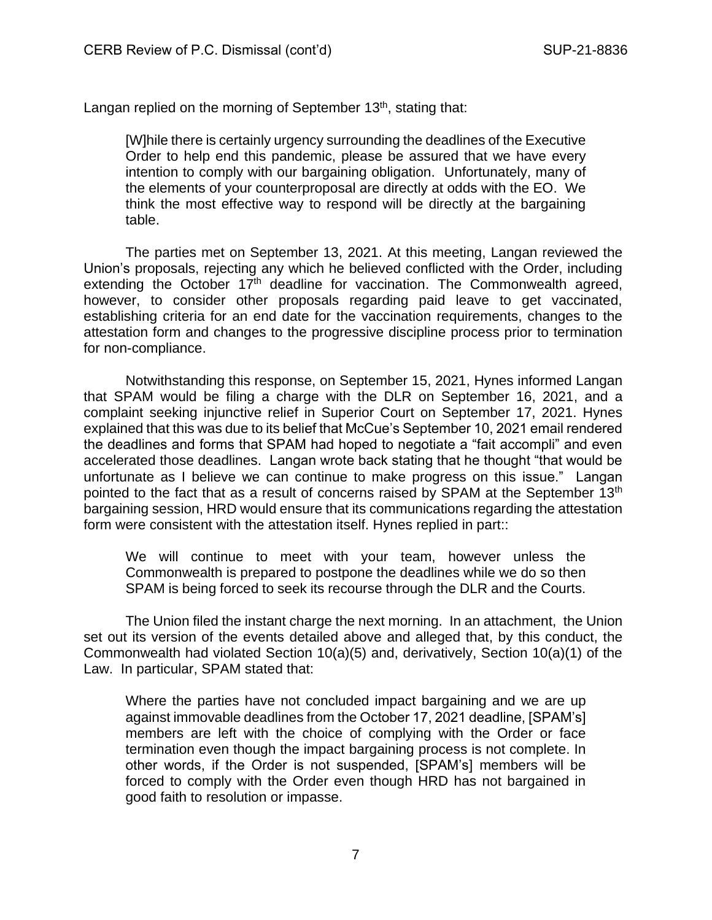Langan replied on the morning of September 13th, stating that:

> [W]hile there is certainly urgency surrounding the deadlines of the Executive Order to help end this pandemic, please be assured that we have every intention to comply with our bargaining obligation. Unfortunately, many of the elements of your counterproposal are directly at odds with the EO. We think the most effective way to respond will be directly at the bargaining table.

The parties met on September 13, 2021. At this meeting, Langan reviewed the Union's proposals, rejecting any which he believed conflicted with the Order, including extending the October 17th deadline for vaccination. The Commonwealth agreed, however, to consider other proposals regarding paid leave to get vaccinated, establishing criteria for an end date for the vaccination requirements, changes to the attestation form and changes to the progressive discipline process prior to termination for non-compliance.

Notwithstanding this response, on September 15, 2021, Hynes informed Langan that SPAM would be filing a charge with the DLR on September 16, 2021, and a complaint seeking injunctive relief in Superior Court on September 17, 2021. Hynes explained that this was due to its belief that McCue's September 10, 2021 email rendered the deadlines and forms that SPAM had hoped to negotiate a "fait accompli" and even accelerated those deadlines. Langan wrote back stating that he thought "that would be unfortunate as I believe we can continue to make progress on this issue." Langan pointed to the fact that as a result of concerns raised by SPAM at the September 13th bargaining session, HRD would ensure that its communications regarding the attestation form were consistent with the attestation itself. Hynes replied in part::

> We will continue to meet with your team, however unless the Commonwealth is prepared to postpone the deadlines while we do so then SPAM is being forced to seek its recourse through the DLR and the Courts.

The Union filed the instant charge the next morning. In an attachment, the Union set out its version of the events detailed above and alleged that, by this conduct, the Commonwealth had violated Section 10(a)(5) and, derivatively, Section 10(a)(1) of the Law. In particular, SPAM stated that:

> Where the parties have not concluded impact bargaining and we are up against immovable deadlines from the October 17, 2021 deadline, [SPAM's] members are left with the choice of complying with the Order or face termination even though the impact bargaining process is not complete. In other words, if the Order is not suspended, [SPAM's] members will be forced to comply with the Order even though HRD has not bargained in good faith to resolution or impasse.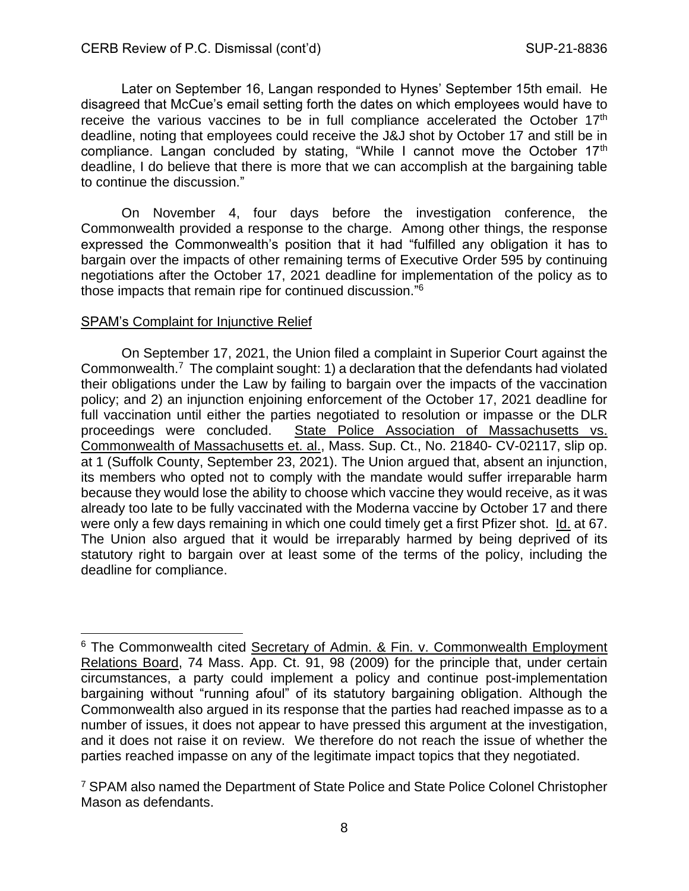Later on September 16, Langan responded to Hynes' September 15th email. He disagreed that McCue's email setting forth the dates on which employees would have to receive the various vaccines to be in full compliance accelerated the October 17th deadline, noting that employees could receive the J&J shot by October 17 and still be in compliance. Langan concluded by stating, "While I cannot move the October 17th deadline, I do believe that there is more that we can accomplish at the bargaining table to continue the discussion."

On November 4, four days before the investigation conference, the Commonwealth provided a response to the charge. Among other things, the response expressed the Commonwealth's position that it had "fulfilled any obligation it has to bargain over the impacts of other remaining terms of Executive Order 595 by continuing negotiations after the October 17, 2021 deadline for implementation of the policy as to those impacts that remain ripe for continued discussion."[6]

<u>SPAM's Complaint for Injunctive Relief</u>

On September 17, 2021, the Union filed a complaint in Superior Court against the Commonwealth.[7] The complaint sought: 1) a declaration that the defendants had violated their obligations under the Law by failing to bargain over the impacts of the vaccination policy; and 2) an injunction enjoining enforcement of the October 17, 2021 deadline for full vaccination until either the parties negotiated to resolution or impasse or the DLR proceedings were concluded. <u>State Police Association of Massachusetts vs. Commonwealth of Massachusetts et. al.</u>, Mass. Sup. Ct., No. 21840- CV-02117, slip op. at 1 (Suffolk County, September 23, 2021). The Union argued that, absent an injunction, its members who opted not to comply with the mandate would suffer irreparable harm because they would lose the ability to choose which vaccine they would receive, as it was already too late to be fully vaccinated with the Moderna vaccine by October 17 and there were only a few days remaining in which one could timely get a first Pfizer shot. <u>Id.</u> at 67. The Union also argued that it would be irreparably harmed by being deprived of its statutory right to bargain over at least some of the terms of the policy, including the deadline for compliance.

---

[6] The Commonwealth cited <u>Secretary of Admin. & Fin. v. Commonwealth Employment Relations Board</u>, 74 Mass. App. Ct. 91, 98 (2009) for the principle that, under certain circumstances, a party could implement a policy and continue post-implementation bargaining without "running afoul" of its statutory bargaining obligation. Although the Commonwealth also argued in its response that the parties had reached impasse as to a number of issues, it does not appear to have pressed this argument at the investigation, and it does not raise it on review. We therefore do not reach the issue of whether the parties reached impasse on any of the legitimate impact topics that they negotiated.

[7] SPAM also named the Department of State Police and State Police Colonel Christopher Mason as defendants.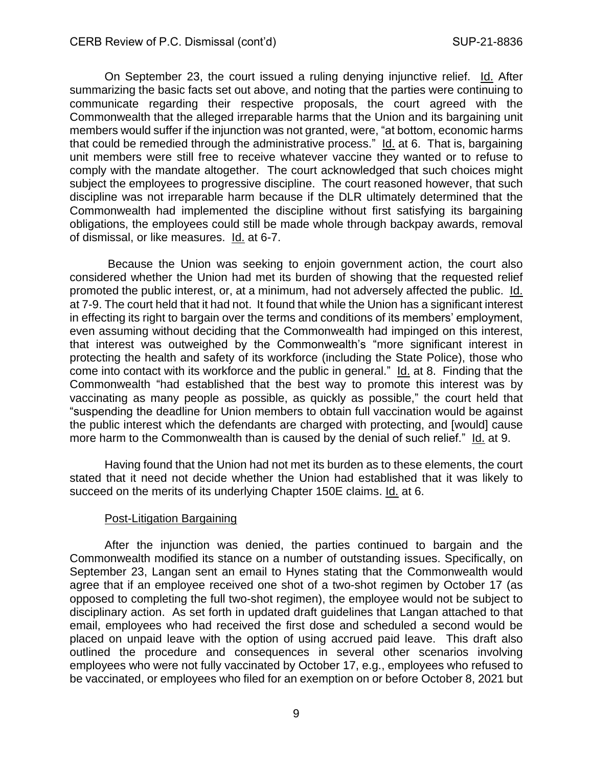On September 23, the court issued a ruling denying injunctive relief. Id. After summarizing the basic facts set out above, and noting that the parties were continuing to communicate regarding their respective proposals, the court agreed with the Commonwealth that the alleged irreparable harms that the Union and its bargaining unit members would suffer if the injunction was not granted, were, "at bottom, economic harms that could be remedied through the administrative process." Id. at 6. That is, bargaining unit members were still free to receive whatever vaccine they wanted or to refuse to comply with the mandate altogether. The court acknowledged that such choices might subject the employees to progressive discipline. The court reasoned however, that such discipline was not irreparable harm because if the DLR ultimately determined that the Commonwealth had implemented the discipline without first satisfying its bargaining obligations, the employees could still be made whole through backpay awards, removal of dismissal, or like measures. Id. at 6-7.

Because the Union was seeking to enjoin government action, the court also considered whether the Union had met its burden of showing that the requested relief promoted the public interest, or, at a minimum, had not adversely affected the public. Id. at 7-9. The court held that it had not. It found that while the Union has a significant interest in effecting its right to bargain over the terms and conditions of its members' employment, even assuming without deciding that the Commonwealth had impinged on this interest, that interest was outweighed by the Commonwealth's "more significant interest in protecting the health and safety of its workforce (including the State Police), those who come into contact with its workforce and the public in general." Id. at 8. Finding that the Commonwealth "had established that the best way to promote this interest was by vaccinating as many people as possible, as quickly as possible," the court held that "suspending the deadline for Union members to obtain full vaccination would be against the public interest which the defendants are charged with protecting, and [would] cause more harm to the Commonwealth than is caused by the denial of such relief." Id. at 9.

Having found that the Union had not met its burden as to these elements, the court stated that it need not decide whether the Union had established that it was likely to succeed on the merits of its underlying Chapter 150E claims. Id. at 6.

### Post-Litigation Bargaining

After the injunction was denied, the parties continued to bargain and the Commonwealth modified its stance on a number of outstanding issues. Specifically, on September 23, Langan sent an email to Hynes stating that the Commonwealth would agree that if an employee received one shot of a two-shot regimen by October 17 (as opposed to completing the full two-shot regimen), the employee would not be subject to disciplinary action. As set forth in updated draft guidelines that Langan attached to that email, employees who had received the first dose and scheduled a second would be placed on unpaid leave with the option of using accrued paid leave. This draft also outlined the procedure and consequences in several other scenarios involving employees who were not fully vaccinated by October 17, e.g., employees who refused to be vaccinated, or employees who filed for an exemption on or before October 8, 2021 but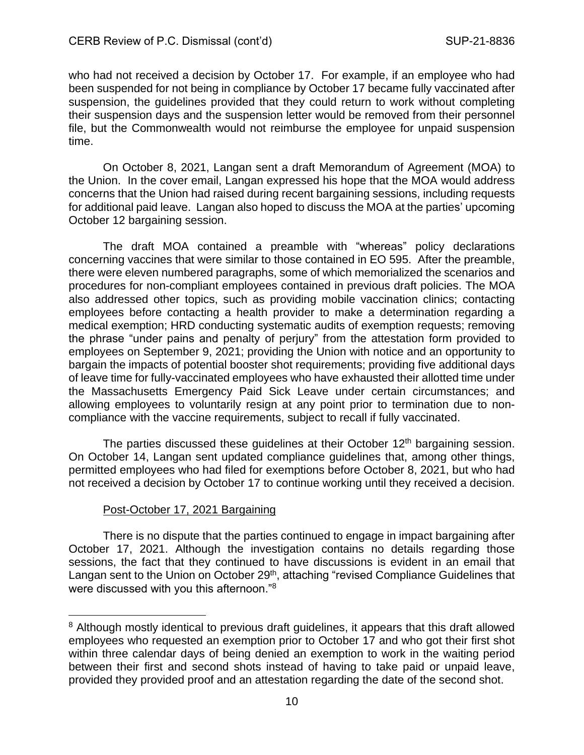who had not received a decision by October 17. For example, if an employee who had been suspended for not being in compliance by October 17 became fully vaccinated after suspension, the guidelines provided that they could return to work without completing their suspension days and the suspension letter would be removed from their personnel file, but the Commonwealth would not reimburse the employee for unpaid suspension time.

On October 8, 2021, Langan sent a draft Memorandum of Agreement (MOA) to the Union. In the cover email, Langan expressed his hope that the MOA would address concerns that the Union had raised during recent bargaining sessions, including requests for additional paid leave. Langan also hoped to discuss the MOA at the parties' upcoming October 12 bargaining session.

The draft MOA contained a preamble with "whereas" policy declarations concerning vaccines that were similar to those contained in EO 595. After the preamble, there were eleven numbered paragraphs, some of which memorialized the scenarios and procedures for non-compliant employees contained in previous draft policies. The MOA also addressed other topics, such as providing mobile vaccination clinics; contacting employees before contacting a health provider to make a determination regarding a medical exemption; HRD conducting systematic audits of exemption requests; removing the phrase "under pains and penalty of perjury" from the attestation form provided to employees on September 9, 2021; providing the Union with notice and an opportunity to bargain the impacts of potential booster shot requirements; providing five additional days of leave time for fully-vaccinated employees who have exhausted their allotted time under the Massachusetts Emergency Paid Sick Leave under certain circumstances; and allowing employees to voluntarily resign at any point prior to termination due to non-compliance with the vaccine requirements, subject to recall if fully vaccinated.

The parties discussed these guidelines at their October 12th bargaining session. On October 14, Langan sent updated compliance guidelines that, among other things, permitted employees who had filed for exemptions before October 8, 2021, but who had not received a decision by October 17 to continue working until they received a decision.

Post-October 17, 2021 Bargaining

There is no dispute that the parties continued to engage in impact bargaining after October 17, 2021. Although the investigation contains no details regarding those sessions, the fact that they continued to have discussions is evident in an email that Langan sent to the Union on October 29th, attaching "revised Compliance Guidelines that were discussed with you this afternoon."[8]

---

[8] Although mostly identical to previous draft guidelines, it appears that this draft allowed employees who requested an exemption prior to October 17 and who got their first shot within three calendar days of being denied an exemption to work in the waiting period between their first and second shots instead of having to take paid or unpaid leave, provided they provided proof and an attestation regarding the date of the second shot.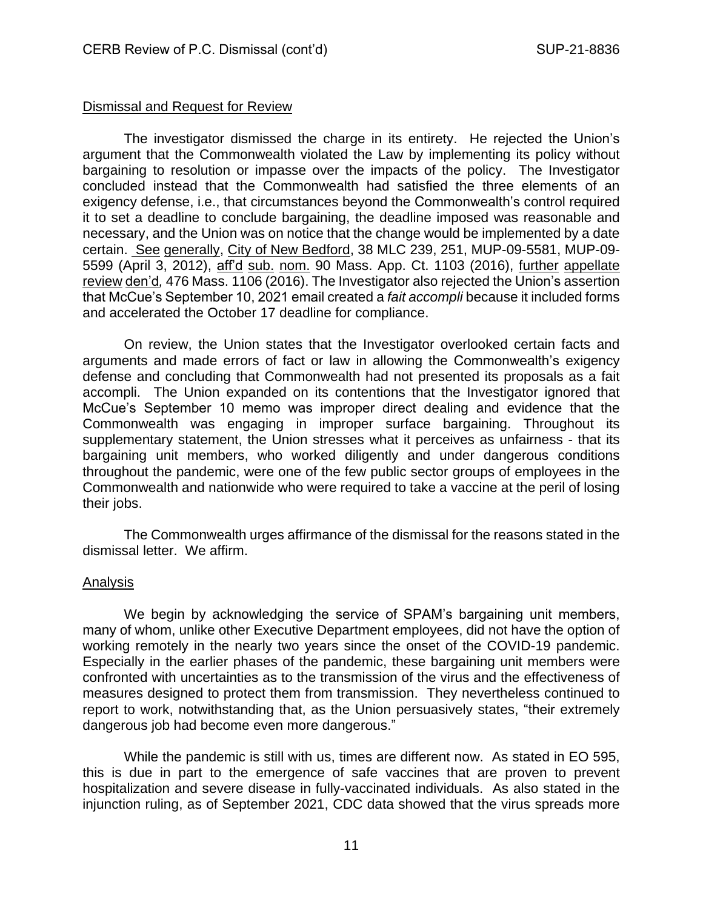## Dismissal and Request for Review

The investigator dismissed the charge in its entirety. He rejected the Union's argument that the Commonwealth violated the Law by implementing its policy without bargaining to resolution or impasse over the impacts of the policy. The Investigator concluded instead that the Commonwealth had satisfied the three elements of an exigency defense, i.e., that circumstances beyond the Commonwealth's control required it to set a deadline to conclude bargaining, the deadline imposed was reasonable and necessary, and the Union was on notice that the change would be implemented by a date certain. See generally, City of New Bedford, 38 MLC 239, 251, MUP-09-5581, MUP-09-5599 (April 3, 2012), aff'd sub. nom. 90 Mass. App. Ct. 1103 (2016), further appellate review den'd, 476 Mass. 1106 (2016). The Investigator also rejected the Union's assertion that McCue's September 10, 2021 email created a *fait accompli* because it included forms and accelerated the October 17 deadline for compliance.

On review, the Union states that the Investigator overlooked certain facts and arguments and made errors of fact or law in allowing the Commonwealth's exigency defense and concluding that Commonwealth had not presented its proposals as a fait accompli. The Union expanded on its contentions that the Investigator ignored that McCue's September 10 memo was improper direct dealing and evidence that the Commonwealth was engaging in improper surface bargaining. Throughout its supplementary statement, the Union stresses what it perceives as unfairness - that its bargaining unit members, who worked diligently and under dangerous conditions throughout the pandemic, were one of the few public sector groups of employees in the Commonwealth and nationwide who were required to take a vaccine at the peril of losing their jobs.

The Commonwealth urges affirmance of the dismissal for the reasons stated in the dismissal letter. We affirm.

## Analysis

We begin by acknowledging the service of SPAM's bargaining unit members, many of whom, unlike other Executive Department employees, did not have the option of working remotely in the nearly two years since the onset of the COVID-19 pandemic. Especially in the earlier phases of the pandemic, these bargaining unit members were confronted with uncertainties as to the transmission of the virus and the effectiveness of measures designed to protect them from transmission. They nevertheless continued to report to work, notwithstanding that, as the Union persuasively states, "their extremely dangerous job had become even more dangerous."

While the pandemic is still with us, times are different now. As stated in EO 595, this is due in part to the emergence of safe vaccines that are proven to prevent hospitalization and severe disease in fully-vaccinated individuals. As also stated in the injunction ruling, as of September 2021, CDC data showed that the virus spreads more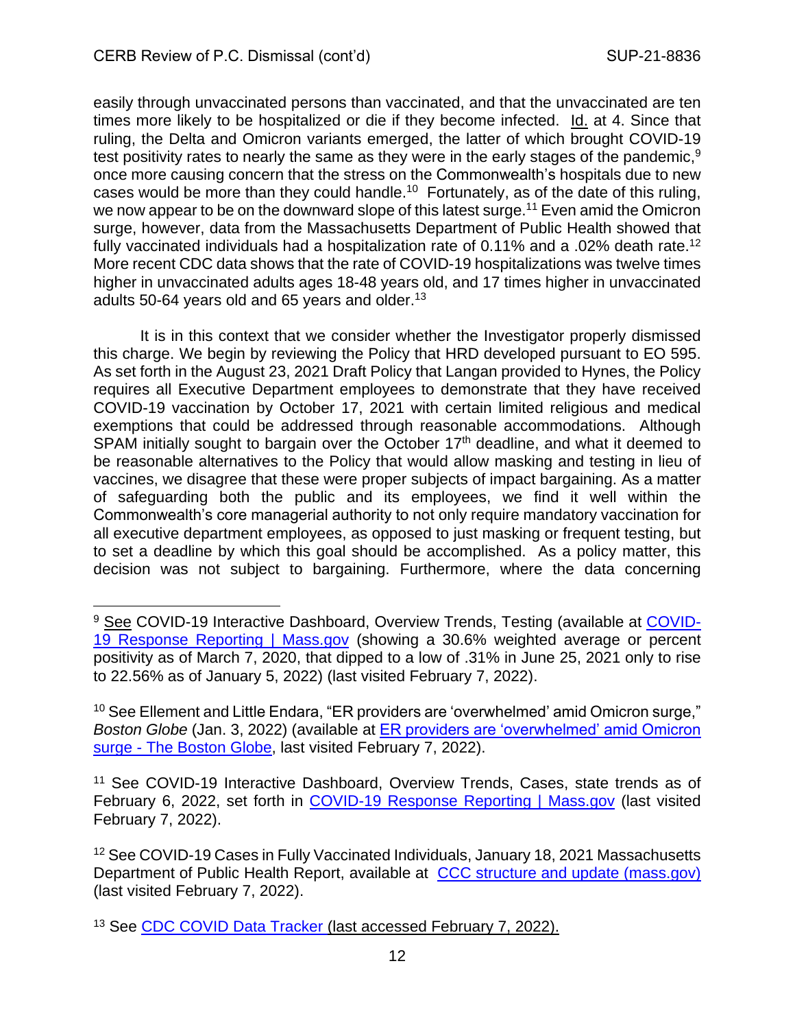easily through unvaccinated persons than vaccinated, and that the unvaccinated are ten times more likely to be hospitalized or die if they become infected. Id. at 4. Since that ruling, the Delta and Omicron variants emerged, the latter of which brought COVID-19 test positivity rates to nearly the same as they were in the early stages of the pandemic,[9] once more causing concern that the stress on the Commonwealth's hospitals due to new cases would be more than they could handle.[10] Fortunately, as of the date of this ruling, we now appear to be on the downward slope of this latest surge.[11] Even amid the Omicron surge, however, data from the Massachusetts Department of Public Health showed that fully vaccinated individuals had a hospitalization rate of 0.11% and a .02% death rate.[12] More recent CDC data shows that the rate of COVID-19 hospitalizations was twelve times higher in unvaccinated adults ages 18-48 years old, and 17 times higher in unvaccinated adults 50-64 years old and 65 years and older.[13]

It is in this context that we consider whether the Investigator properly dismissed this charge. We begin by reviewing the Policy that HRD developed pursuant to EO 595. As set forth in the August 23, 2021 Draft Policy that Langan provided to Hynes, the Policy requires all Executive Department employees to demonstrate that they have received COVID-19 vaccination by October 17, 2021 with certain limited religious and medical exemptions that could be addressed through reasonable accommodations. Although SPAM initially sought to bargain over the October 17th deadline, and what it deemed to be reasonable alternatives to the Policy that would allow masking and testing in lieu of vaccines, we disagree that these were proper subjects of impact bargaining. As a matter of safeguarding both the public and its employees, we find it well within the Commonwealth's core managerial authority to not only require mandatory vaccination for all executive department employees, as opposed to just masking or frequent testing, but to set a deadline by which this goal should be accomplished. As a policy matter, this decision was not subject to bargaining. Furthermore, where the data concerning

---

[9] See COVID-19 Interactive Dashboard, Overview Trends, Testing (available at [COVID-19 Response Reporting | Mass.gov]) (showing a 30.6% weighted average or percent positivity as of March 7, 2020, that dipped to a low of .31% in June 25, 2021 only to rise to 22.56% as of January 5, 2022) (last visited February 7, 2022).

[10] See Ellement and Little Endara, "ER providers are 'overwhelmed' amid Omicron surge," *Boston Globe* (Jan. 3, 2022) (available at [ER providers are 'overwhelmed' amid Omicron surge - The Boston Globe], last visited February 7, 2022).

[11] See COVID-19 Interactive Dashboard, Overview Trends, Cases, state trends as of February 6, 2022, set forth in [COVID-19 Response Reporting | Mass.gov] (last visited February 7, 2022).

[12] See COVID-19 Cases in Fully Vaccinated Individuals, January 18, 2021 Massachusetts Department of Public Health Report, available at [CCC structure and update (mass.gov)] (last visited February 7, 2022).

[13] See [CDC COVID Data Tracker] (last accessed February 7, 2022).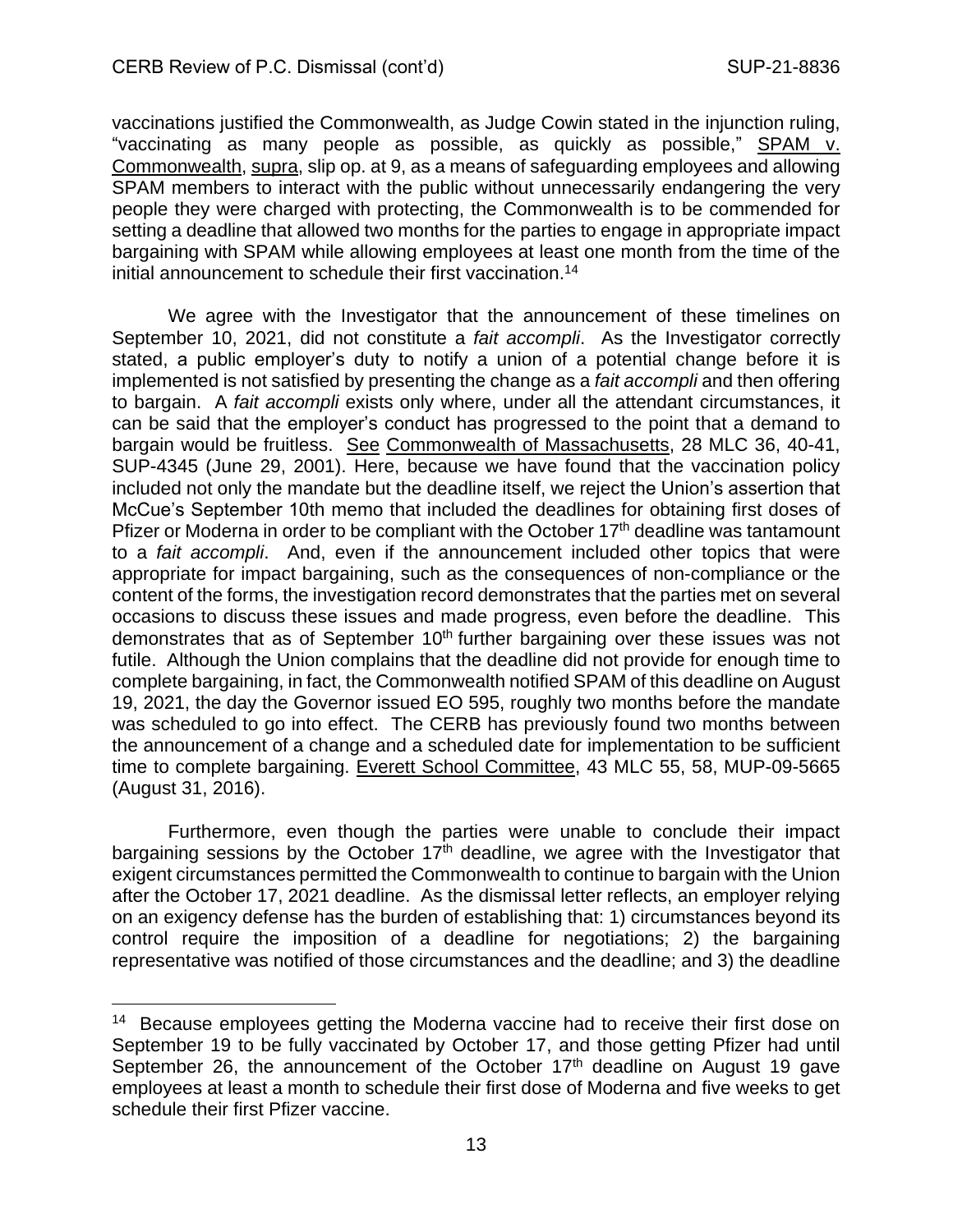vaccinations justified the Commonwealth, as Judge Cowin stated in the injunction ruling, "vaccinating as many people as possible, as quickly as possible," SPAM v. Commonwealth, supra, slip op. at 9, as a means of safeguarding employees and allowing SPAM members to interact with the public without unnecessarily endangering the very people they were charged with protecting, the Commonwealth is to be commended for setting a deadline that allowed two months for the parties to engage in appropriate impact bargaining with SPAM while allowing employees at least one month from the time of the initial announcement to schedule their first vaccination.[14]

We agree with the Investigator that the announcement of these timelines on September 10, 2021, did not constitute a *fait accompli*. As the Investigator correctly stated, a public employer's duty to notify a union of a potential change before it is implemented is not satisfied by presenting the change as a *fait accompli* and then offering to bargain. A *fait accompli* exists only where, under all the attendant circumstances, it can be said that the employer's conduct has progressed to the point that a demand to bargain would be fruitless. See Commonwealth of Massachusetts, 28 MLC 36, 40-41, SUP-4345 (June 29, 2001). Here, because we have found that the vaccination policy included not only the mandate but the deadline itself, we reject the Union's assertion that McCue's September 10th memo that included the deadlines for obtaining first doses of Pfizer or Moderna in order to be compliant with the October 17th deadline was tantamount to a *fait accompli*. And, even if the announcement included other topics that were appropriate for impact bargaining, such as the consequences of non-compliance or the content of the forms, the investigation record demonstrates that the parties met on several occasions to discuss these issues and made progress, even before the deadline. This demonstrates that as of September 10th further bargaining over these issues was not futile. Although the Union complains that the deadline did not provide for enough time to complete bargaining, in fact, the Commonwealth notified SPAM of this deadline on August 19, 2021, the day the Governor issued EO 595, roughly two months before the mandate was scheduled to go into effect. The CERB has previously found two months between the announcement of a change and a scheduled date for implementation to be sufficient time to complete bargaining. Everett School Committee, 43 MLC 55, 58, MUP-09-5665 (August 31, 2016).

Furthermore, even though the parties were unable to conclude their impact bargaining sessions by the October 17th deadline, we agree with the Investigator that exigent circumstances permitted the Commonwealth to continue to bargain with the Union after the October 17, 2021 deadline. As the dismissal letter reflects, an employer relying on an exigency defense has the burden of establishing that: 1) circumstances beyond its control require the imposition of a deadline for negotiations; 2) the bargaining representative was notified of those circumstances and the deadline; and 3) the deadline

[14] Because employees getting the Moderna vaccine had to receive their first dose on September 19 to be fully vaccinated by October 17, and those getting Pfizer had until September 26, the announcement of the October 17th deadline on August 19 gave employees at least a month to schedule their first dose of Moderna and five weeks to get schedule their first Pfizer vaccine.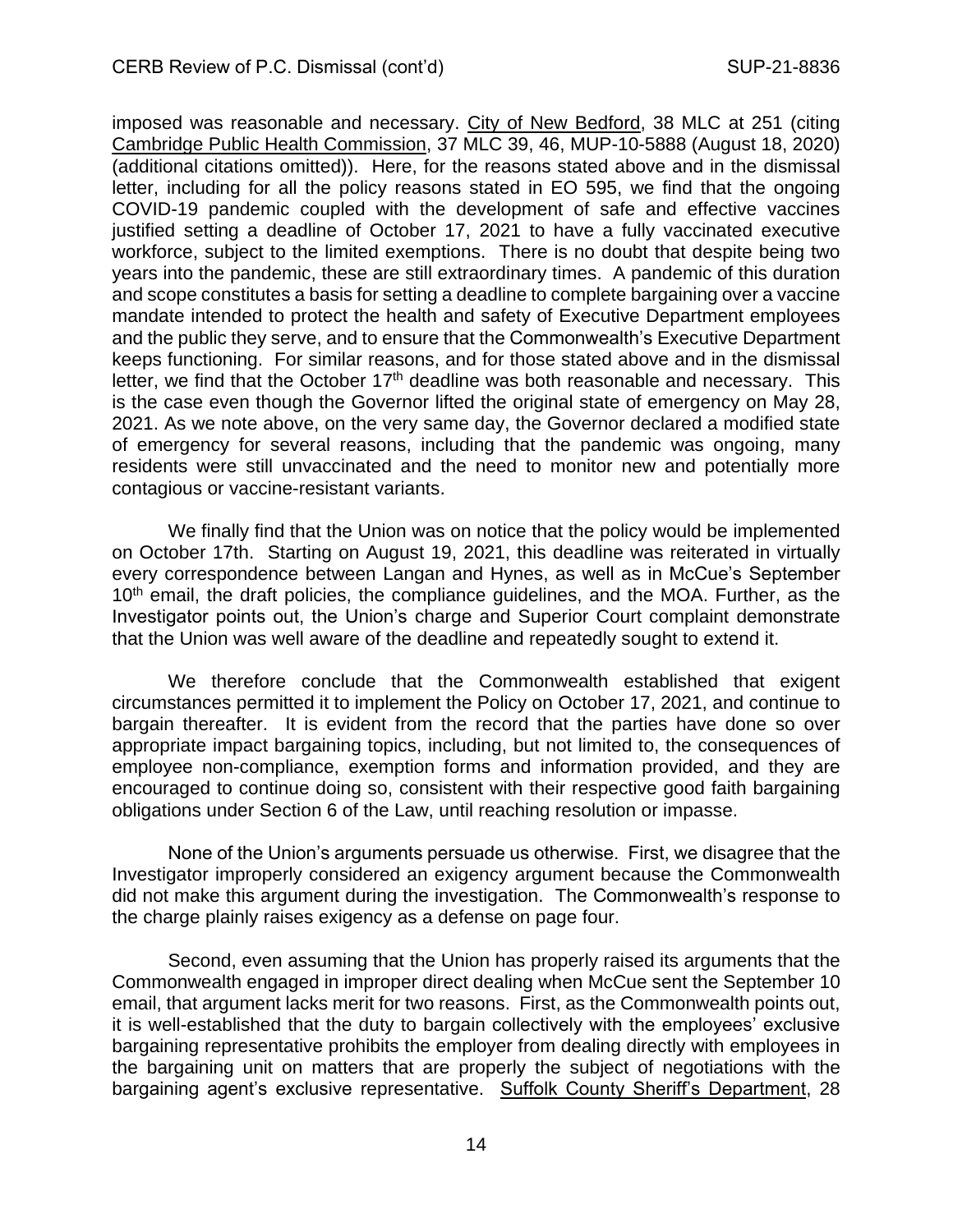imposed was reasonable and necessary. City of New Bedford, 38 MLC at 251 (citing Cambridge Public Health Commission, 37 MLC 39, 46, MUP-10-5888 (August 18, 2020) (additional citations omitted)). Here, for the reasons stated above and in the dismissal letter, including for all the policy reasons stated in EO 595, we find that the ongoing COVID-19 pandemic coupled with the development of safe and effective vaccines justified setting a deadline of October 17, 2021 to have a fully vaccinated executive workforce, subject to the limited exemptions. There is no doubt that despite being two years into the pandemic, these are still extraordinary times. A pandemic of this duration and scope constitutes a basis for setting a deadline to complete bargaining over a vaccine mandate intended to protect the health and safety of Executive Department employees and the public they serve, and to ensure that the Commonwealth's Executive Department keeps functioning. For similar reasons, and for those stated above and in the dismissal letter, we find that the October 17th deadline was both reasonable and necessary. This is the case even though the Governor lifted the original state of emergency on May 28, 2021. As we note above, on the very same day, the Governor declared a modified state of emergency for several reasons, including that the pandemic was ongoing, many residents were still unvaccinated and the need to monitor new and potentially more contagious or vaccine-resistant variants.

We finally find that the Union was on notice that the policy would be implemented on October 17th. Starting on August 19, 2021, this deadline was reiterated in virtually every correspondence between Langan and Hynes, as well as in McCue's September 10th email, the draft policies, the compliance guidelines, and the MOA. Further, as the Investigator points out, the Union's charge and Superior Court complaint demonstrate that the Union was well aware of the deadline and repeatedly sought to extend it.

We therefore conclude that the Commonwealth established that exigent circumstances permitted it to implement the Policy on October 17, 2021, and continue to bargain thereafter. It is evident from the record that the parties have done so over appropriate impact bargaining topics, including, but not limited to, the consequences of employee non-compliance, exemption forms and information provided, and they are encouraged to continue doing so, consistent with their respective good faith bargaining obligations under Section 6 of the Law, until reaching resolution or impasse.

None of the Union's arguments persuade us otherwise. First, we disagree that the Investigator improperly considered an exigency argument because the Commonwealth did not make this argument during the investigation. The Commonwealth's response to the charge plainly raises exigency as a defense on page four.

Second, even assuming that the Union has properly raised its arguments that the Commonwealth engaged in improper direct dealing when McCue sent the September 10 email, that argument lacks merit for two reasons. First, as the Commonwealth points out, it is well-established that the duty to bargain collectively with the employees' exclusive bargaining representative prohibits the employer from dealing directly with employees in the bargaining unit on matters that are properly the subject of negotiations with the bargaining agent's exclusive representative. Suffolk County Sheriff's Department, 28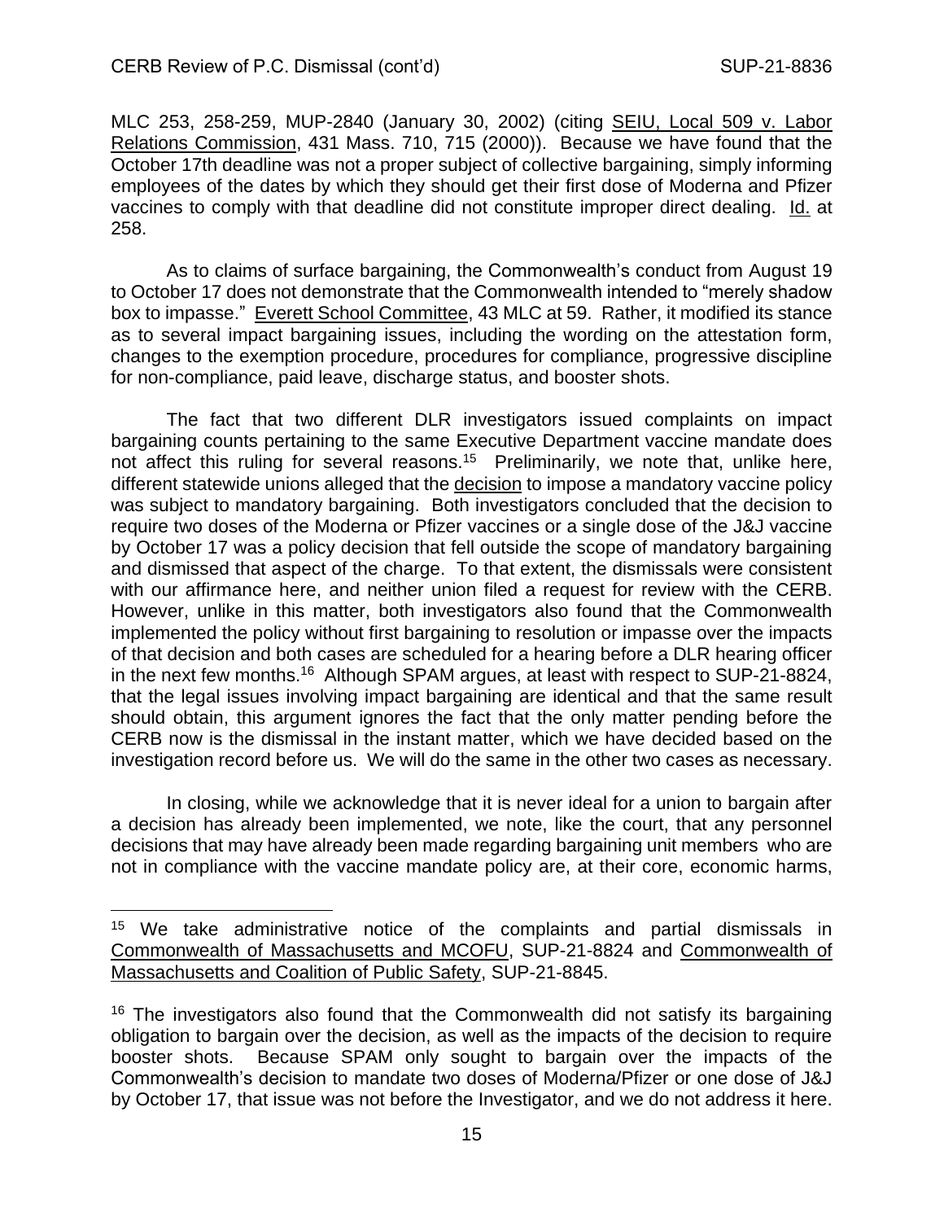MLC 253, 258-259, MUP-2840 (January 30, 2002) (citing SEIU, Local 509 v. Labor Relations Commission, 431 Mass. 710, 715 (2000)). Because we have found that the October 17th deadline was not a proper subject of collective bargaining, simply informing employees of the dates by which they should get their first dose of Moderna and Pfizer vaccines to comply with that deadline did not constitute improper direct dealing. Id. at 258.

As to claims of surface bargaining, the Commonwealth's conduct from August 19 to October 17 does not demonstrate that the Commonwealth intended to "merely shadow box to impasse." Everett School Committee, 43 MLC at 59. Rather, it modified its stance as to several impact bargaining issues, including the wording on the attestation form, changes to the exemption procedure, procedures for compliance, progressive discipline for non-compliance, paid leave, discharge status, and booster shots.

The fact that two different DLR investigators issued complaints on impact bargaining counts pertaining to the same Executive Department vaccine mandate does not affect this ruling for several reasons.[15] Preliminarily, we note that, unlike here, different statewide unions alleged that the decision to impose a mandatory vaccine policy was subject to mandatory bargaining. Both investigators concluded that the decision to require two doses of the Moderna or Pfizer vaccines or a single dose of the J&J vaccine by October 17 was a policy decision that fell outside the scope of mandatory bargaining and dismissed that aspect of the charge. To that extent, the dismissals were consistent with our affirmance here, and neither union filed a request for review with the CERB. However, unlike in this matter, both investigators also found that the Commonwealth implemented the policy without first bargaining to resolution or impasse over the impacts of that decision and both cases are scheduled for a hearing before a DLR hearing officer in the next few months.[16] Although SPAM argues, at least with respect to SUP-21-8824, that the legal issues involving impact bargaining are identical and that the same result should obtain, this argument ignores the fact that the only matter pending before the CERB now is the dismissal in the instant matter, which we have decided based on the investigation record before us. We will do the same in the other two cases as necessary.

In closing, while we acknowledge that it is never ideal for a union to bargain after a decision has already been implemented, we note, like the court, that any personnel decisions that may have already been made regarding bargaining unit members who are not in compliance with the vaccine mandate policy are, at their core, economic harms,

---

[15] We take administrative notice of the complaints and partial dismissals in Commonwealth of Massachusetts and MCOFU, SUP-21-8824 and Commonwealth of Massachusetts and Coalition of Public Safety, SUP-21-8845.

[16] The investigators also found that the Commonwealth did not satisfy its bargaining obligation to bargain over the decision, as well as the impacts of the decision to require booster shots. Because SPAM only sought to bargain over the impacts of the Commonwealth's decision to mandate two doses of Moderna/Pfizer or one dose of J&J by October 17, that issue was not before the Investigator, and we do not address it here.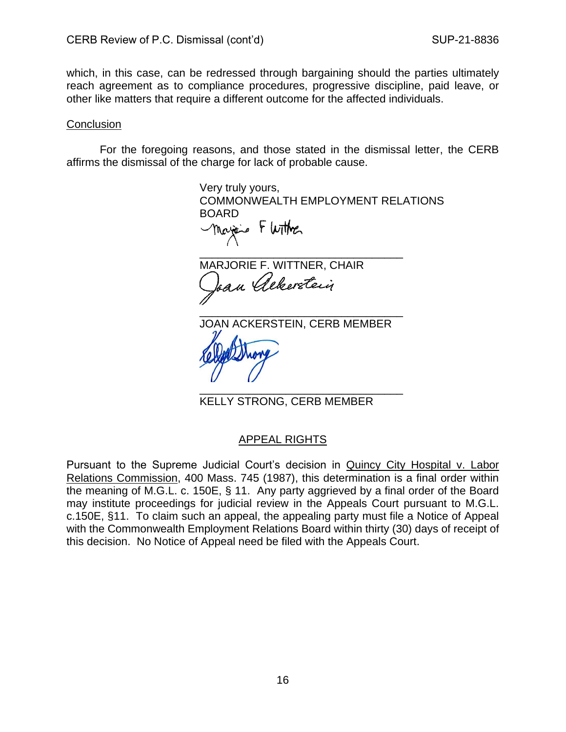which, in this case, can be redressed through bargaining should the parties ultimately reach agreement as to compliance procedures, progressive discipline, paid leave, or other like matters that require a different outcome for the affected individuals.

## Conclusion

For the foregoing reasons, and those stated in the dismissal letter, the CERB affirms the dismissal of the charge for lack of probable cause.

Very truly yours,
COMMONWEALTH EMPLOYMENT RELATIONS BOARD

MARJORIE F. WITTNER, CHAIR

JOAN ACKERSTEIN, CERB MEMBER

KELLY STRONG, CERB MEMBER

## APPEAL RIGHTS

Pursuant to the Supreme Judicial Court's decision in Quincy City Hospital v. Labor Relations Commission, 400 Mass. 745 (1987), this determination is a final order within the meaning of M.G.L. c. 150E, § 11. Any party aggrieved by a final order of the Board may institute proceedings for judicial review in the Appeals Court pursuant to M.G.L. c.150E, §11. To claim such an appeal, the appealing party must file a Notice of Appeal with the Commonwealth Employment Relations Board within thirty (30) days of receipt of this decision. No Notice of Appeal need be filed with the Appeals Court.